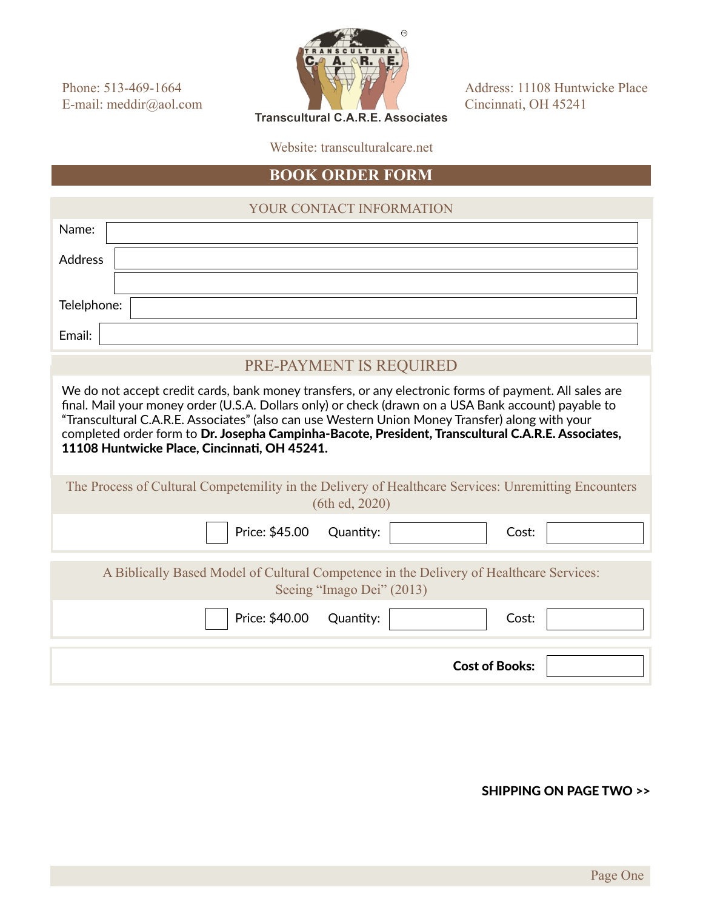Phone: 513-469-1664
E-mail: meddir@aol.com

Transcultural C.A.R.E. Associates

Address: 11108 Huntwicke Place
Cincinnati, OH 45241

Website: transculturalcare.net

# BOOK ORDER FORM

## YOUR CONTACT INFORMATION

Name:

Address

Telephone:

Email:

## PRE-PAYMENT IS REQUIRED

We do not accept credit cards, bank money transfers, or any electronic forms of payment. All sales are final. Mail your money order (U.S.A. Dollars only) or check (drawn on a USA Bank account) payable to "Transcultural C.A.R.E. Associates" (also can use Western Union Money Transfer) along with your completed order form to **Dr. Josepha Campinha-Bacote, President, Transcultural C.A.R.E. Associates, 11108 Huntwicke Place, Cincinnati, OH 45241.**

### The Process of Cultural Competemility in the Delivery of Healthcare Services: Unremitting Encounters (6th ed, 2020)

☐ Price: $45.00 Quantity: ______ Cost: ______

### A Biblically Based Model of Cultural Competence in the Delivery of Healthcare Services: Seeing "Imago Dei" (2013)

☐ Price: $40.00 Quantity: ______ Cost: ______

**Cost of Books:** ______

**SHIPPING ON PAGE TWO >>**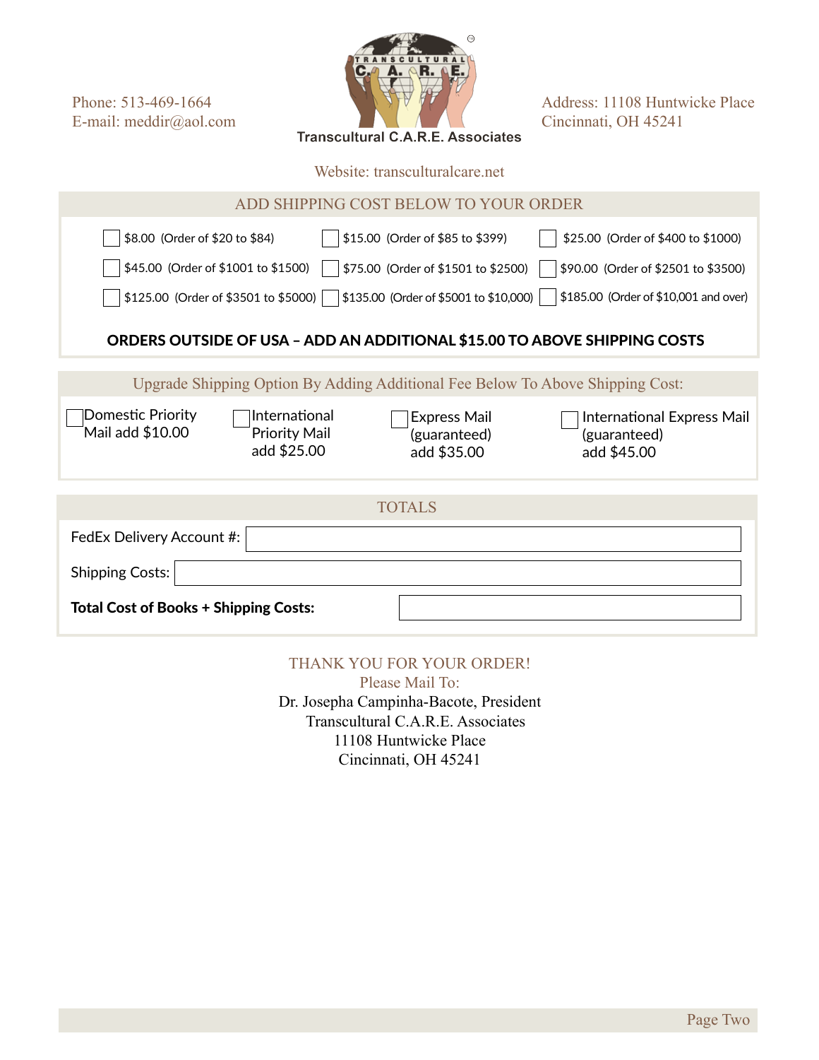Phone: 513-469-1664
E-mail: meddir@aol.com

Transcultural C.A.R.E. Associates

Address: 11108 Huntwicke Place
Cincinnati, OH 45241

Website: transculturalcare.net

## ADD SHIPPING COST BELOW TO YOUR ORDER

| | | |
|---|---|---|
| ☐ $8.00 (Order of $20 to $84) | ☐ $15.00 (Order of $85 to $399) | ☐ $25.00 (Order of $400 to $1000) |
| ☐ $45.00 (Order of $1001 to $1500) | ☐ $75.00 (Order of $1501 to $2500) | ☐ $90.00 (Order of $2501 to $3500) |
| ☐ $125.00 (Order of $3501 to $5000) | ☐ $135.00 (Order of $5001 to $10,000) | ☐ $185.00 (Order of $10,001 and over) |

**ORDERS OUTSIDE OF USA – ADD AN ADDITIONAL $15.00 TO ABOVE SHIPPING COSTS**

## Upgrade Shipping Option By Adding Additional Fee Below To Above Shipping Cost:

| | | | |
|---|---|---|---|
| ☐ Domestic Priority Mail add $10.00 | ☐ International Priority Mail add $25.00 | ☐ Express Mail (guaranteed) add $35.00 | ☐ International Express Mail (guaranteed) add $45.00 |

## TOTALS

FedEx Delivery Account #: ______________________

Shipping Costs: ______________________

**Total Cost of Books + Shipping Costs:** ______________________

THANK YOU FOR YOUR ORDER!
Please Mail To:
Dr. Josepha Campinha-Bacote, President
Transcultural C.A.R.E. Associates
11108 Huntwicke Place
Cincinnati, OH 45241